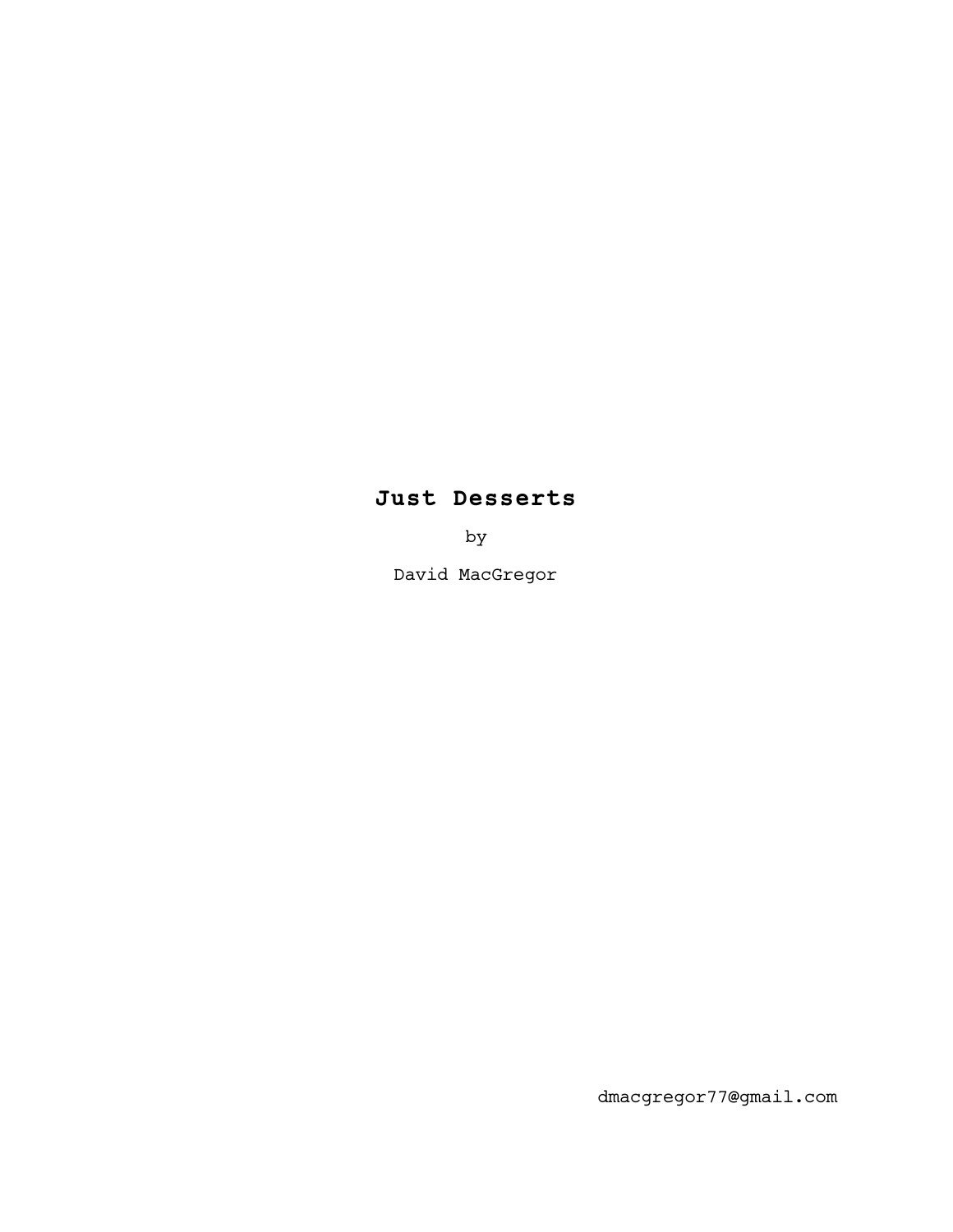# Just Desserts

by

David MacGregor

dmacgregor77@gmail.com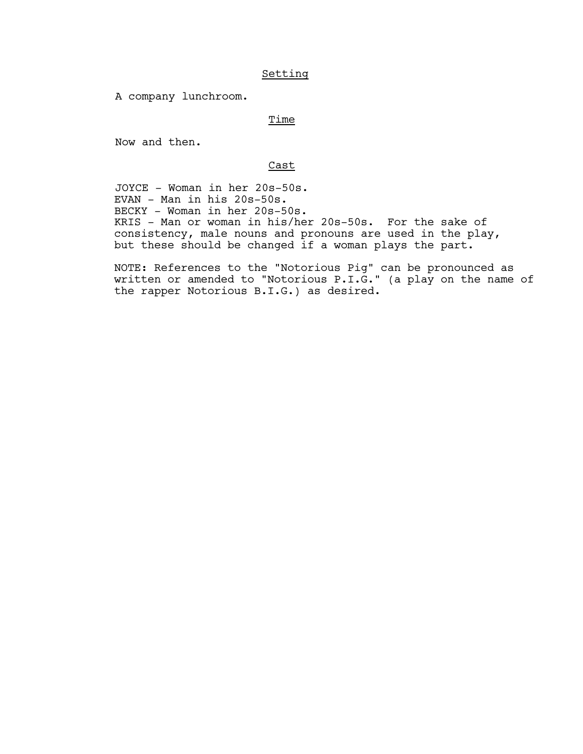## Setting

A company lunchroom.

## Time

Now and then.

## Cast

JOYCE - Woman in her 20s-50s.
EVAN - Man in his 20s-50s.
BECKY - Woman in her 20s-50s.
KRIS - Man or woman in his/her 20s-50s. For the sake of consistency, male nouns and pronouns are used in the play, but these should be changed if a woman plays the part.

NOTE: References to the "Notorious Pig" can be pronounced as written or amended to "Notorious P.I.G." (a play on the name of the rapper Notorious B.I.G.) as desired.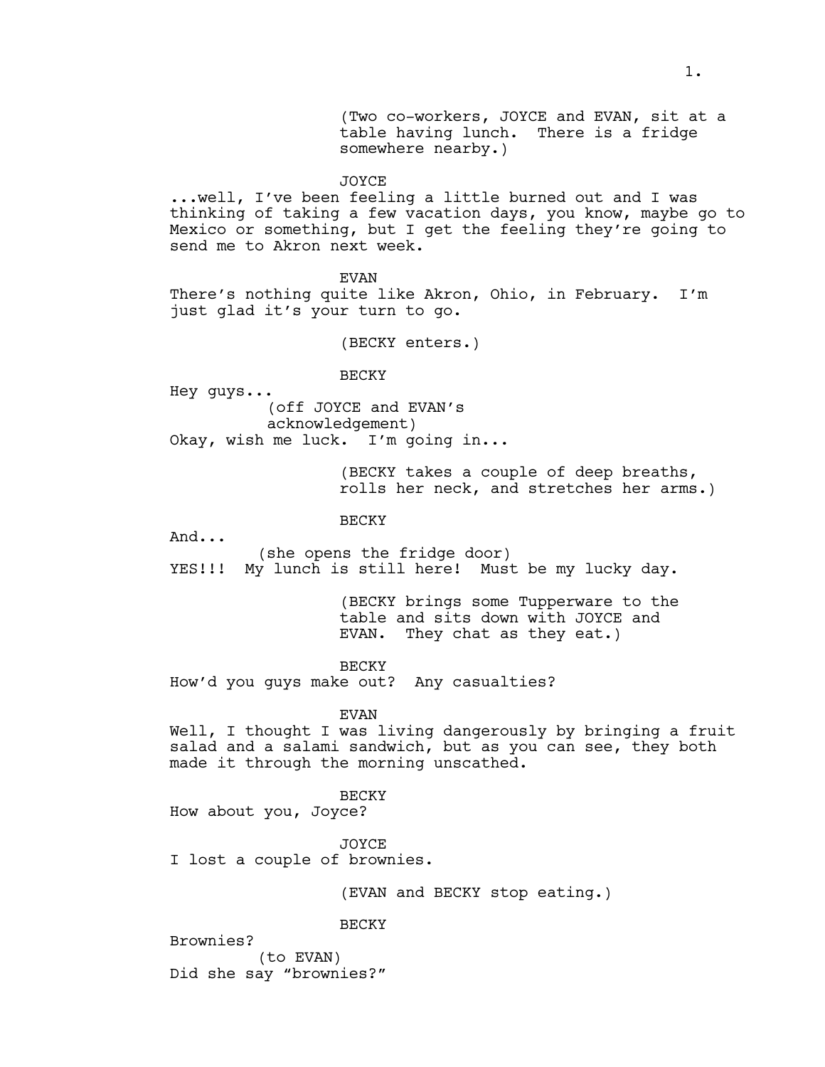(Two co-workers, JOYCE and EVAN, sit at a table having lunch. There is a fridge somewhere nearby.)

JOYCE

...well, I've been feeling a little burned out and I was thinking of taking a few vacation days, you know, maybe go to Mexico or something, but I get the feeling they're going to send me to Akron next week.

EVAN

There's nothing quite like Akron, Ohio, in February. I'm just glad it's your turn to go.

(BECKY enters.)

BECKY

Hey guys...

(off JOYCE and EVAN's acknowledgement)

Okay, wish me luck. I'm going in...

(BECKY takes a couple of deep breaths, rolls her neck, and stretches her arms.)

BECKY

And...

(she opens the fridge door)

YES!!! My lunch is still here! Must be my lucky day.

(BECKY brings some Tupperware to the table and sits down with JOYCE and EVAN. They chat as they eat.)

BECKY

How'd you guys make out? Any casualties?

EVAN

Well, I thought I was living dangerously by bringing a fruit salad and a salami sandwich, but as you can see, they both made it through the morning unscathed.

BECKY

How about you, Joyce?

JOYCE

I lost a couple of brownies.

(EVAN and BECKY stop eating.)

BECKY

Brownies?

(to EVAN)

Did she say "brownies?"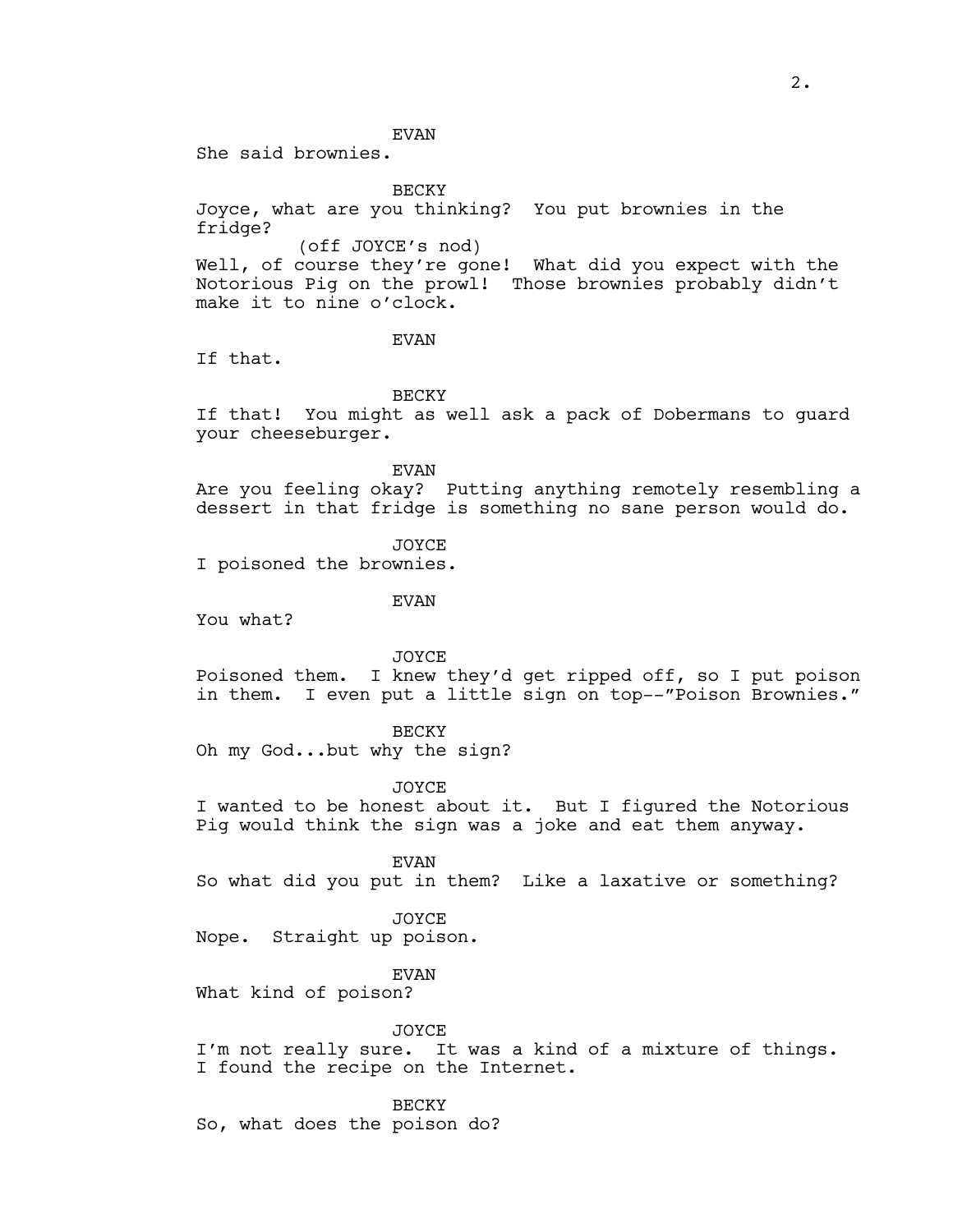EVAN

She said brownies.

BECKY

Joyce, what are you thinking? You put brownies in the fridge?

(off JOYCE's nod)

Well, of course they're gone! What did you expect with the Notorious Pig on the prowl! Those brownies probably didn't make it to nine o'clock.

EVAN

If that.

BECKY

If that! You might as well ask a pack of Dobermans to guard your cheeseburger.

EVAN

Are you feeling okay? Putting anything remotely resembling a dessert in that fridge is something no sane person would do.

JOYCE

I poisoned the brownies.

EVAN

You what?

JOYCE

Poisoned them. I knew they'd get ripped off, so I put poison in them. I even put a little sign on top--"Poison Brownies."

BECKY

Oh my God...but why the sign?

JOYCE

I wanted to be honest about it. But I figured the Notorious Pig would think the sign was a joke and eat them anyway.

EVAN

So what did you put in them? Like a laxative or something?

JOYCE

Nope. Straight up poison.

EVAN

What kind of poison?

JOYCE

I'm not really sure. It was a kind of a mixture of things. I found the recipe on the Internet.

BECKY

So, what does the poison do?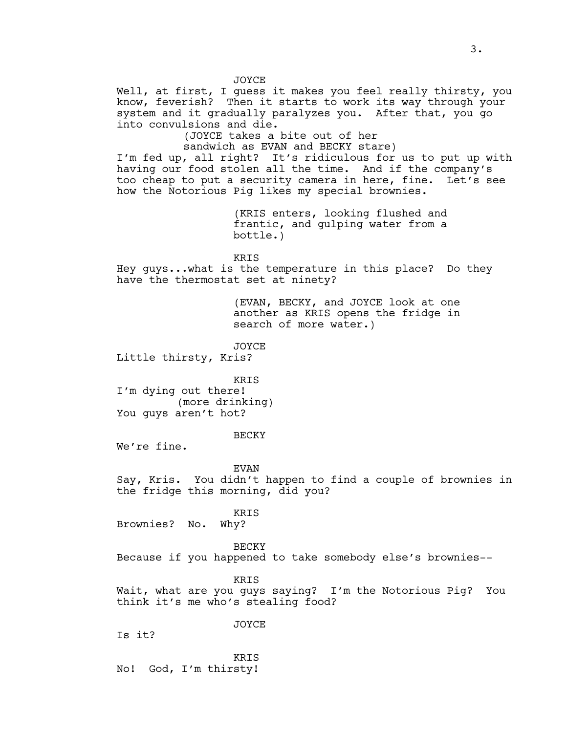JOYCE

Well, at first, I guess it makes you feel really thirsty, you know, feverish? Then it starts to work its way through your system and it gradually paralyzes you. After that, you go into convulsions and die.

(JOYCE takes a bite out of her sandwich as EVAN and BECKY stare)

I'm fed up, all right? It's ridiculous for us to put up with having our food stolen all the time. And if the company's too cheap to put a security camera in here, fine. Let's see how the Notorious Pig likes my special brownies.

(KRIS enters, looking flushed and frantic, and gulping water from a bottle.)

KRIS

Hey guys...what is the temperature in this place? Do they have the thermostat set at ninety?

(EVAN, BECKY, and JOYCE look at one another as KRIS opens the fridge in search of more water.)

JOYCE

Little thirsty, Kris?

KRIS

I'm dying out there!

(more drinking)

You guys aren't hot?

BECKY

We're fine.

EVAN

Say, Kris. You didn't happen to find a couple of brownies in the fridge this morning, did you?

KRIS

Brownies? No. Why?

BECKY

Because if you happened to take somebody else's brownies--

KRIS

Wait, what are you guys saying? I'm the Notorious Pig? You think it's me who's stealing food?

JOYCE

Is it?

KRIS

No! God, I'm thirsty!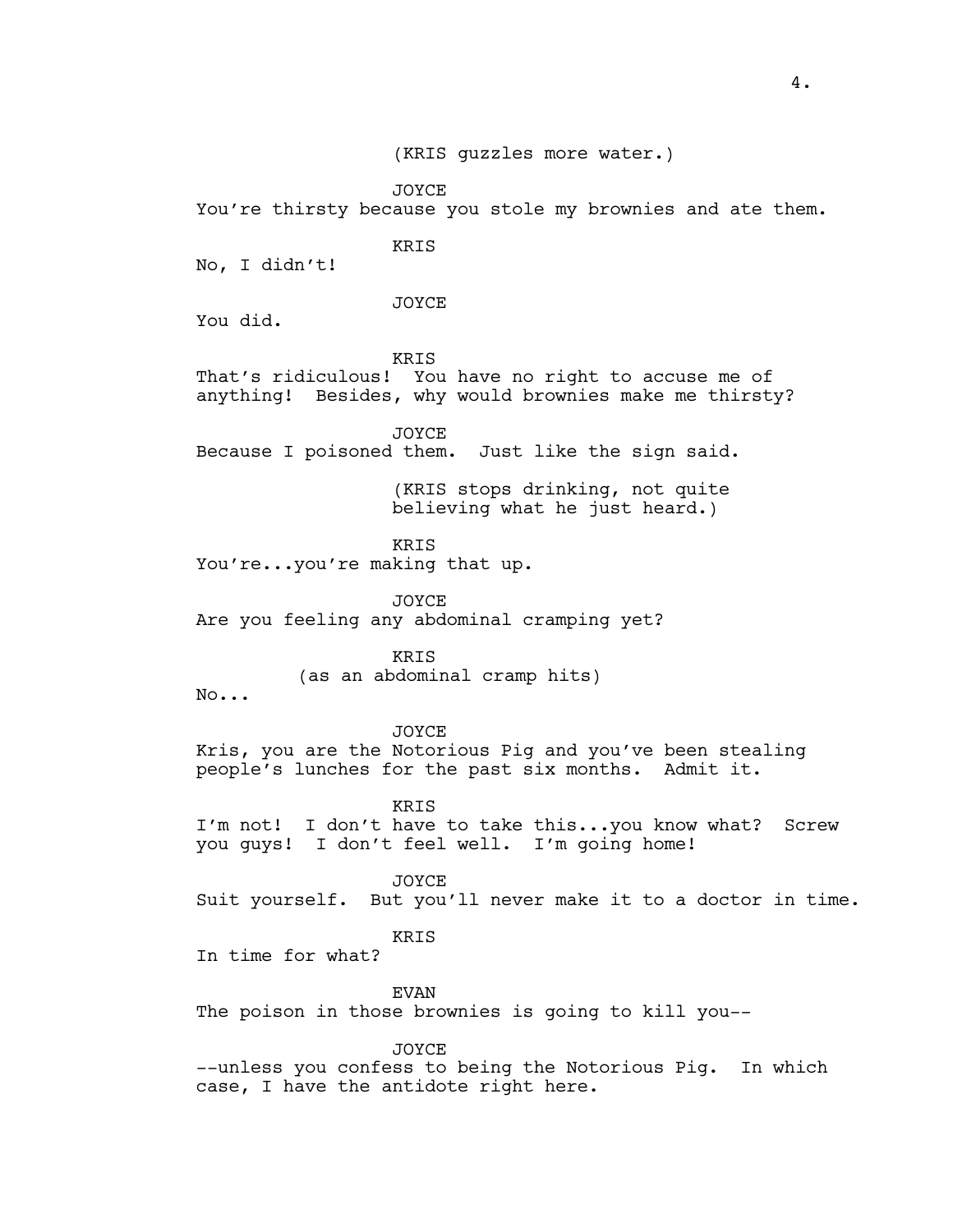(KRIS guzzles more water.)

JOYCE

You're thirsty because you stole my brownies and ate them.

KRIS

No, I didn't!

JOYCE

You did.

KRIS

That's ridiculous! You have no right to accuse me of anything! Besides, why would brownies make me thirsty?

JOYCE

Because I poisoned them. Just like the sign said.

(KRIS stops drinking, not quite believing what he just heard.)

KRIS

You're...you're making that up.

JOYCE

Are you feeling any abdominal cramping yet?

KRIS

(as an abdominal cramp hits)

No...

JOYCE

Kris, you are the Notorious Pig and you've been stealing people's lunches for the past six months. Admit it.

KRIS

I'm not! I don't have to take this...you know what? Screw you guys! I don't feel well. I'm going home!

JOYCE

Suit yourself. But you'll never make it to a doctor in time.

KRIS

In time for what?

EVAN

The poison in those brownies is going to kill you--

JOYCE

--unless you confess to being the Notorious Pig. In which case, I have the antidote right here.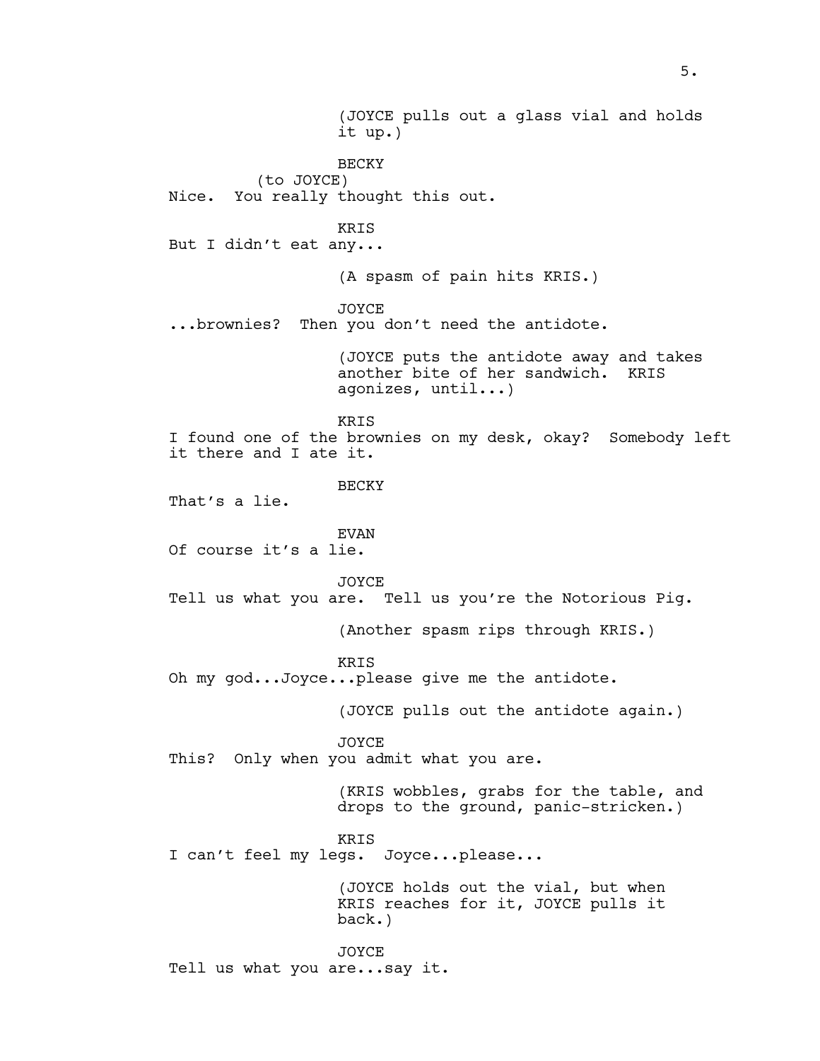(JOYCE pulls out a glass vial and holds it up.)

BECKY
(to JOYCE)
Nice. You really thought this out.

KRIS
But I didn't eat any...

(A spasm of pain hits KRIS.)

JOYCE
...brownies? Then you don't need the antidote.

(JOYCE puts the antidote away and takes another bite of her sandwich. KRIS agonizes, until...)

KRIS
I found one of the brownies on my desk, okay? Somebody left it there and I ate it.

BECKY
That's a lie.

EVAN
Of course it's a lie.

JOYCE
Tell us what you are. Tell us you're the Notorious Pig.

(Another spasm rips through KRIS.)

KRIS
Oh my god...Joyce...please give me the antidote.

(JOYCE pulls out the antidote again.)

JOYCE
This? Only when you admit what you are.

(KRIS wobbles, grabs for the table, and drops to the ground, panic-stricken.)

KRIS
I can't feel my legs. Joyce...please...

(JOYCE holds out the vial, but when KRIS reaches for it, JOYCE pulls it back.)

JOYCE
Tell us what you are...say it.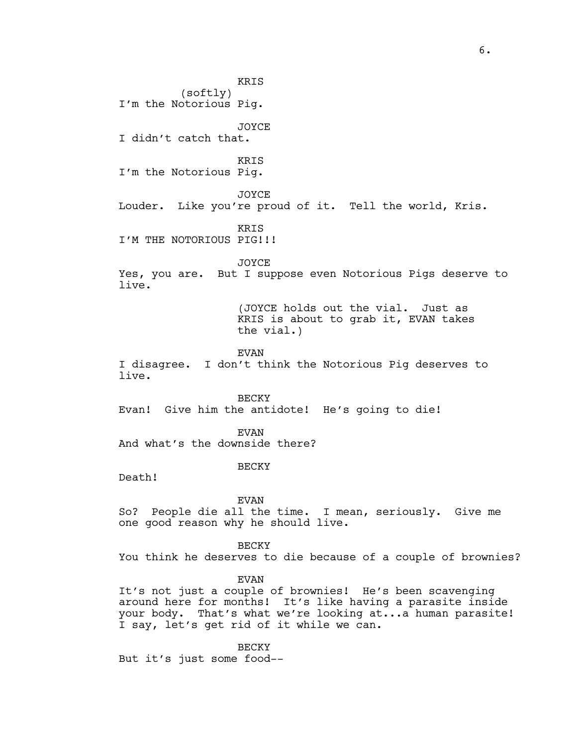KRIS
(softly)
I'm the Notorious Pig.

JOYCE
I didn't catch that.

KRIS
I'm the Notorious Pig.

JOYCE
Louder. Like you're proud of it. Tell the world, Kris.

KRIS
I'M THE NOTORIOUS PIG!!!

JOYCE
Yes, you are. But I suppose even Notorious Pigs deserve to live.

(JOYCE holds out the vial. Just as KRIS is about to grab it, EVAN takes the vial.)

EVAN
I disagree. I don't think the Notorious Pig deserves to live.

BECKY
Evan! Give him the antidote! He's going to die!

EVAN
And what's the downside there?

BECKY
Death!

EVAN
So? People die all the time. I mean, seriously. Give me one good reason why he should live.

BECKY
You think he deserves to die because of a couple of brownies?

EVAN
It's not just a couple of brownies! He's been scavenging around here for months! It's like having a parasite inside your body. That's what we're looking at...a human parasite! I say, let's get rid of it while we can.

BECKY
But it's just some food--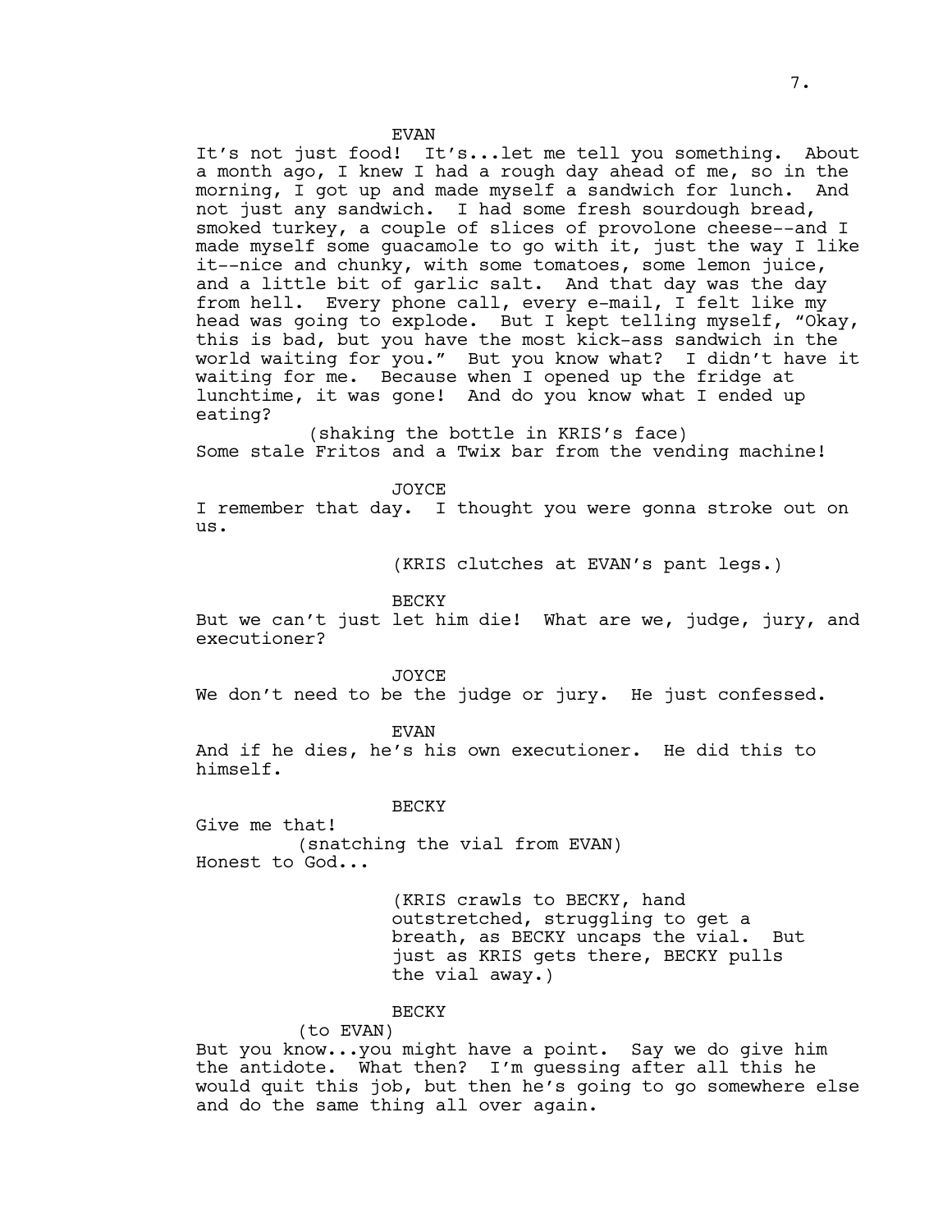EVAN

It's not just food! It's...let me tell you something. About a month ago, I knew I had a rough day ahead of me, so in the morning, I got up and made myself a sandwich for lunch. And not just any sandwich. I had some fresh sourdough bread, smoked turkey, a couple of slices of provolone cheese--and I made myself some guacamole to go with it, just the way I like it--nice and chunky, with some tomatoes, some lemon juice, and a little bit of garlic salt. And that day was the day from hell. Every phone call, every e-mail, I felt like my head was going to explode. But I kept telling myself, "Okay, this is bad, but you have the most kick-ass sandwich in the world waiting for you." But you know what? I didn't have it waiting for me. Because when I opened up the fridge at lunchtime, it was gone! And do you know what I ended up eating?

(shaking the bottle in KRIS's face)

Some stale Fritos and a Twix bar from the vending machine!

JOYCE

I remember that day. I thought you were gonna stroke out on us.

(KRIS clutches at EVAN's pant legs.)

BECKY

But we can't just let him die! What are we, judge, jury, and executioner?

JOYCE

We don't need to be the judge or jury. He just confessed.

EVAN

And if he dies, he's his own executioner. He did this to himself.

BECKY

Give me that!

(snatching the vial from EVAN)

Honest to God...

(KRIS crawls to BECKY, hand outstretched, struggling to get a breath, as BECKY uncaps the vial. But just as KRIS gets there, BECKY pulls the vial away.)

BECKY

(to EVAN)

But you know...you might have a point. Say we do give him the antidote. What then? I'm guessing after all this he would quit this job, but then he's going to go somewhere else and do the same thing all over again.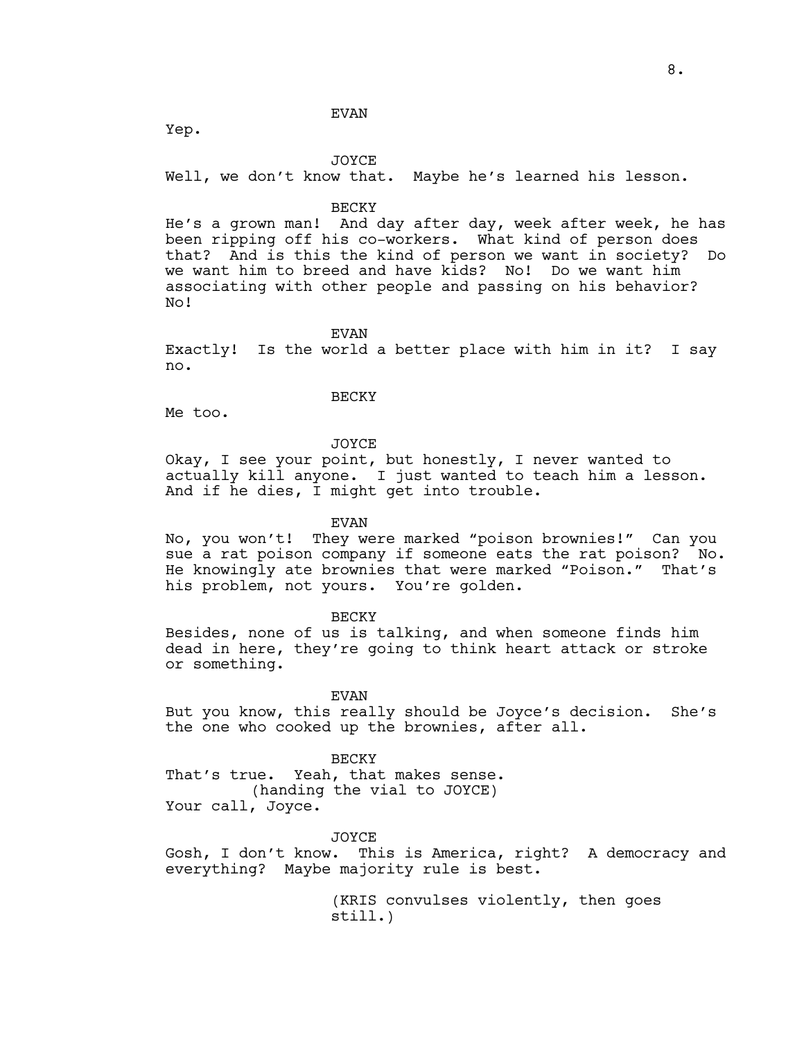EVAN

Yep.

JOYCE

Well, we don't know that.  Maybe he's learned his lesson.

BECKY

He's a grown man!  And day after day, week after week, he has been ripping off his co-workers.  What kind of person does that?  And is this the kind of person we want in society?  Do we want him to breed and have kids?  No!  Do we want him associating with other people and passing on his behavior?  No!

EVAN

Exactly!  Is the world a better place with him in it?  I say no.

BECKY

Me too.

JOYCE

Okay, I see your point, but honestly, I never wanted to actually kill anyone.  I just wanted to teach him a lesson.  And if he dies, I might get into trouble.

EVAN

No, you won't!  They were marked "poison brownies!"  Can you sue a rat poison company if someone eats the rat poison?  No.  He knowingly ate brownies that were marked "Poison."  That's his problem, not yours.  You're golden.

BECKY

Besides, none of us is talking, and when someone finds him dead in here, they're going to think heart attack or stroke or something.

EVAN

But you know, this really should be Joyce's decision.  She's the one who cooked up the brownies, after all.

BECKY

That's true.  Yeah, that makes sense.
(handing the vial to JOYCE)
Your call, Joyce.

JOYCE

Gosh, I don't know.  This is America, right?  A democracy and everything?  Maybe majority rule is best.

(KRIS convulses violently, then goes still.)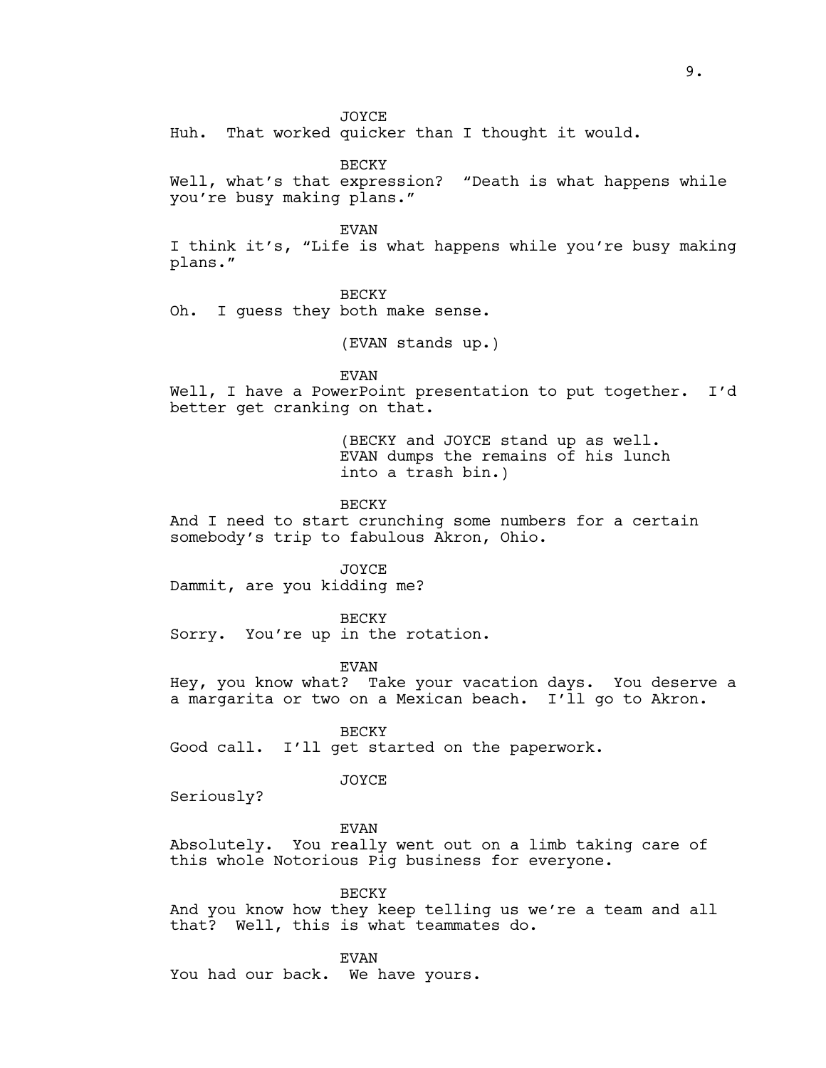JOYCE

Huh. That worked quicker than I thought it would.

BECKY

Well, what's that expression? "Death is what happens while you're busy making plans."

EVAN

I think it's, "Life is what happens while you're busy making plans."

BECKY

Oh. I guess they both make sense.

(EVAN stands up.)

EVAN

Well, I have a PowerPoint presentation to put together. I'd better get cranking on that.

(BECKY and JOYCE stand up as well. EVAN dumps the remains of his lunch into a trash bin.)

BECKY

And I need to start crunching some numbers for a certain somebody's trip to fabulous Akron, Ohio.

JOYCE

Dammit, are you kidding me?

BECKY

Sorry. You're up in the rotation.

EVAN

Hey, you know what? Take your vacation days. You deserve a a margarita or two on a Mexican beach. I'll go to Akron.

BECKY

Good call. I'll get started on the paperwork.

JOYCE

Seriously?

EVAN

Absolutely. You really went out on a limb taking care of this whole Notorious Pig business for everyone.

BECKY

And you know how they keep telling us we're a team and all that? Well, this is what teammates do.

EVAN

You had our back. We have yours.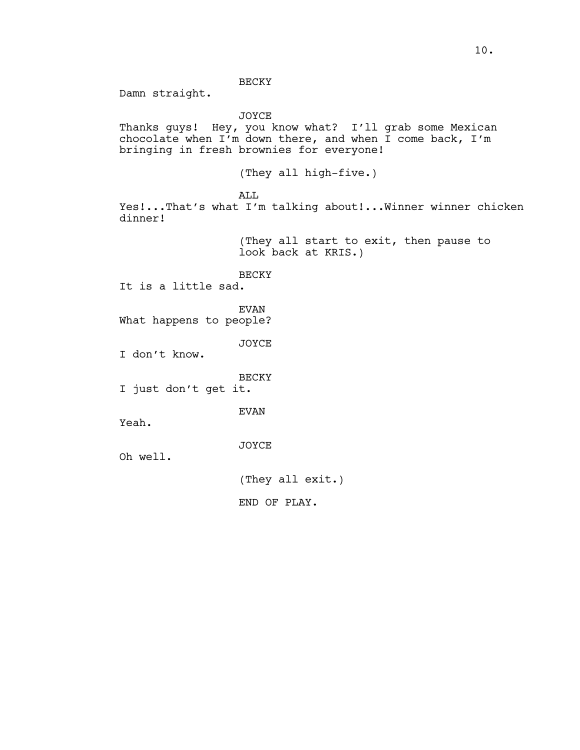BECKY

Damn straight.

JOYCE

Thanks guys! Hey, you know what? I'll grab some Mexican chocolate when I'm down there, and when I come back, I'm bringing in fresh brownies for everyone!

(They all high-five.)

ALL

Yes!...That's what I'm talking about!...Winner winner chicken dinner!

(They all start to exit, then pause to look back at KRIS.)

BECKY

It is a little sad.

EVAN

What happens to people?

JOYCE

I don't know.

BECKY

I just don't get it.

EVAN

Yeah.

JOYCE

Oh well.

(They all exit.)

END OF PLAY.